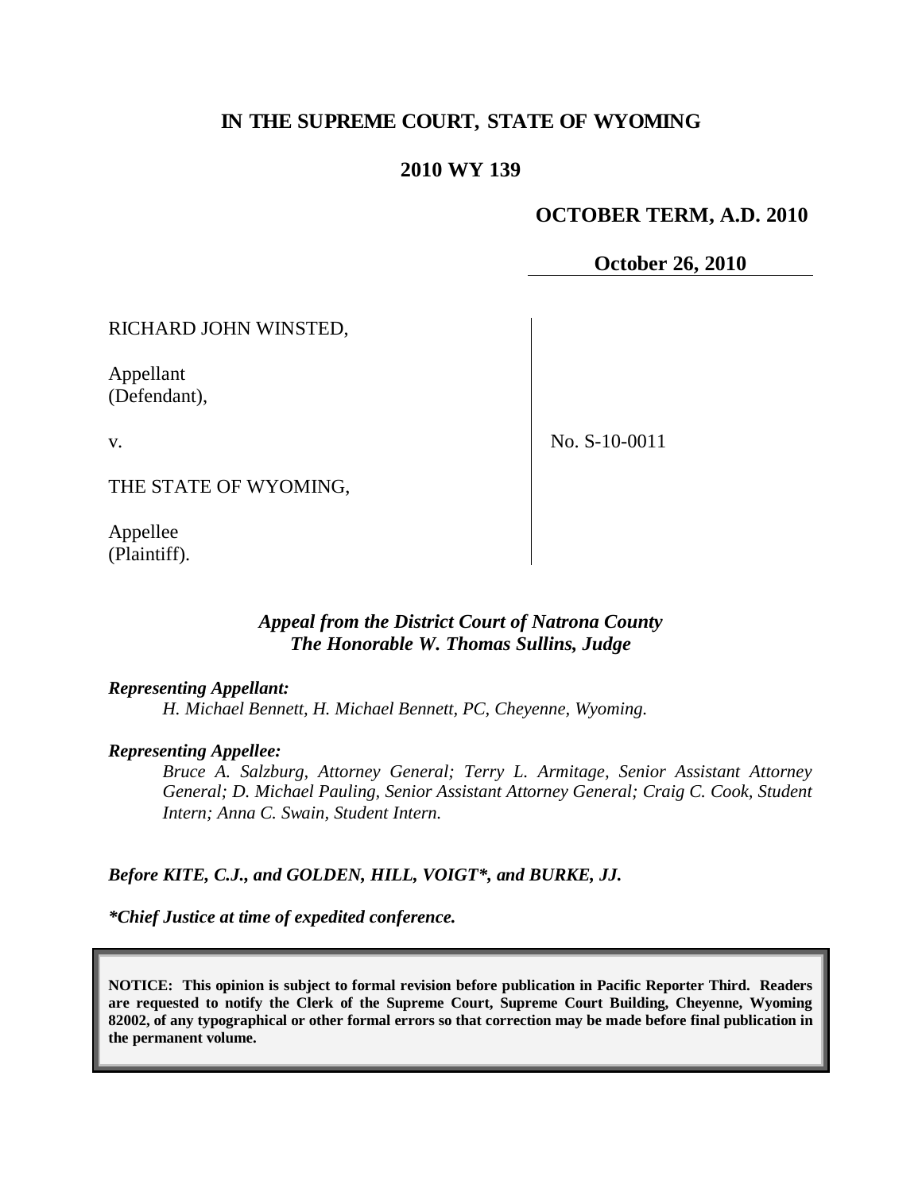# IN THE SUPREME COURT, STATE OF WYOMING

**2010 WY 139**

**OCTOBER TERM, A.D. 2010**

**October 26, 2010**

| | |
|---|---|
| RICHARD JOHN WINSTED,<br><br>Appellant<br>(Defendant),<br><br>v.<br><br>THE STATE OF WYOMING,<br><br>Appellee<br>(Plaintiff). | No. S-10-0011 |

***Appeal from the District Court of Natrona County***
***The Honorable W. Thomas Sullins, Judge***

***Representing Appellant:***

*H. Michael Bennett, H. Michael Bennett, PC, Cheyenne, Wyoming.*

***Representing Appellee:***

*Bruce A. Salzburg, Attorney General; Terry L. Armitage, Senior Assistant Attorney General; D. Michael Pauling, Senior Assistant Attorney General; Craig C. Cook, Student Intern; Anna C. Swain, Student Intern.*

***Before KITE, C.J., and GOLDEN, HILL, VOIGT\*, and BURKE, JJ.***

***\*Chief Justice at time of expedited conference.***

**NOTICE: This opinion is subject to formal revision before publication in Pacific Reporter Third. Readers are requested to notify the Clerk of the Supreme Court, Supreme Court Building, Cheyenne, Wyoming 82002, of any typographical or other formal errors so that correction may be made before final publication in the permanent volume.**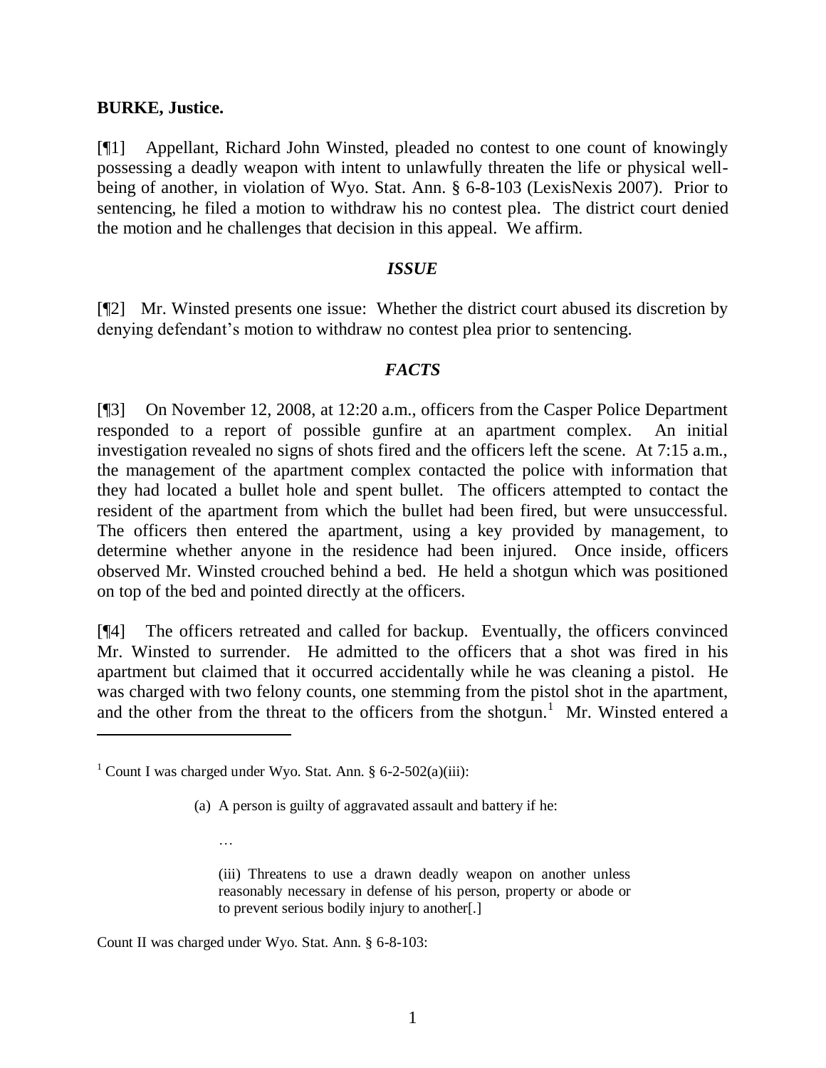**BURKE, Justice.**

[¶1] Appellant, Richard John Winsted, pleaded no contest to one count of knowingly possessing a deadly weapon with intent to unlawfully threaten the life or physical well-being of another, in violation of Wyo. Stat. Ann. § 6-8-103 (LexisNexis 2007). Prior to sentencing, he filed a motion to withdraw his no contest plea. The district court denied the motion and he challenges that decision in this appeal. We affirm.

### *ISSUE*

[¶2] Mr. Winsted presents one issue: Whether the district court abused its discretion by denying defendant's motion to withdraw no contest plea prior to sentencing.

### *FACTS*

[¶3] On November 12, 2008, at 12:20 a.m., officers from the Casper Police Department responded to a report of possible gunfire at an apartment complex. An initial investigation revealed no signs of shots fired and the officers left the scene. At 7:15 a.m., the management of the apartment complex contacted the police with information that they had located a bullet hole and spent bullet. The officers attempted to contact the resident of the apartment from which the bullet had been fired, but were unsuccessful. The officers then entered the apartment, using a key provided by management, to determine whether anyone in the residence had been injured. Once inside, officers observed Mr. Winsted crouched behind a bed. He held a shotgun which was positioned on top of the bed and pointed directly at the officers.

[¶4] The officers retreated and called for backup. Eventually, the officers convinced Mr. Winsted to surrender. He admitted to the officers that a shot was fired in his apartment but claimed that it occurred accidentally while he was cleaning a pistol. He was charged with two felony counts, one stemming from the pistol shot in the apartment, and the other from the threat to the officers from the shotgun.[1] Mr. Winsted entered a

---

[1] Count I was charged under Wyo. Stat. Ann. § 6-2-502(a)(iii):

> (a) A person is guilty of aggravated assault and battery if he:
>
> …
>
> (iii) Threatens to use a drawn deadly weapon on another unless reasonably necessary in defense of his person, property or abode or to prevent serious bodily injury to another[.]

Count II was charged under Wyo. Stat. Ann. § 6-8-103: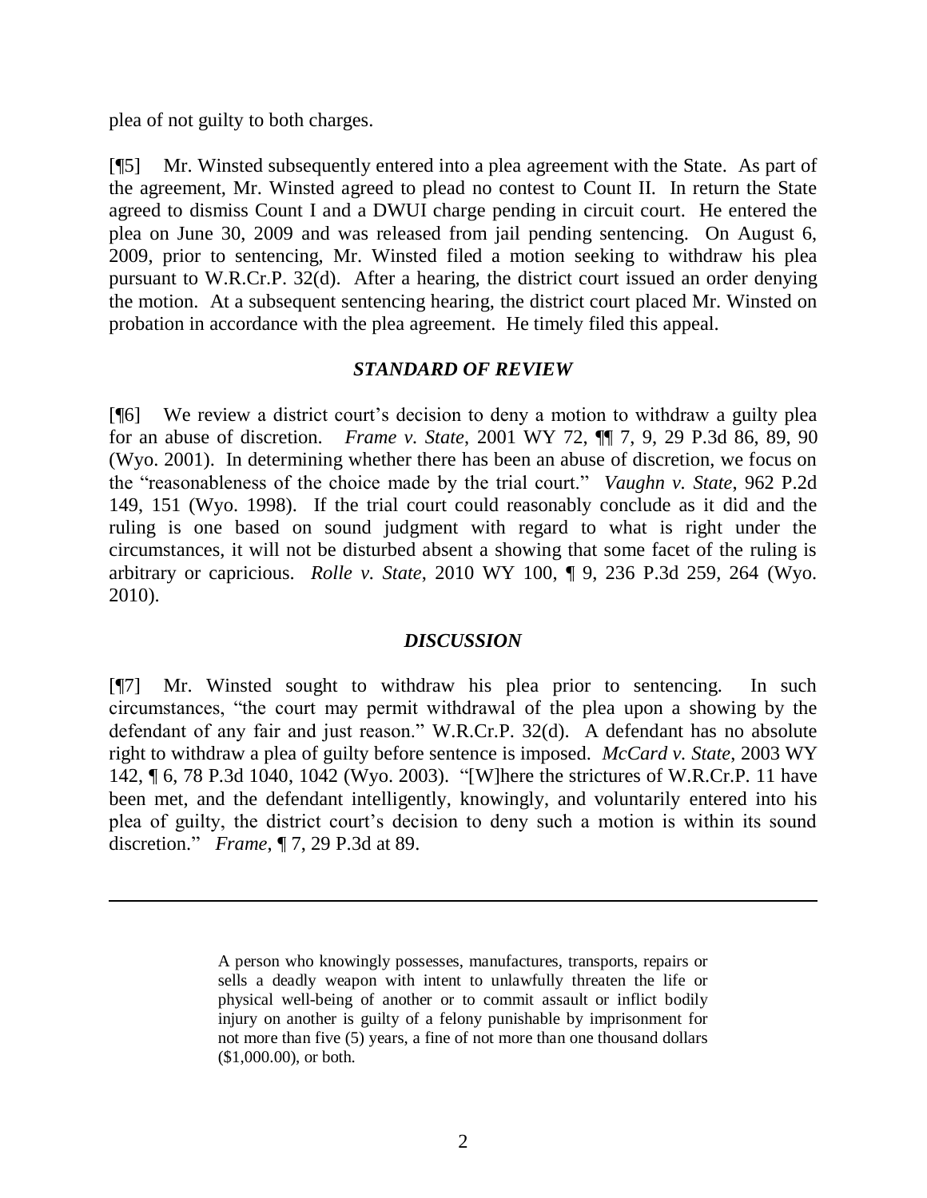plea of not guilty to both charges.

[¶5] Mr. Winsted subsequently entered into a plea agreement with the State. As part of the agreement, Mr. Winsted agreed to plead no contest to Count II. In return the State agreed to dismiss Count I and a DWUI charge pending in circuit court. He entered the plea on June 30, 2009 and was released from jail pending sentencing. On August 6, 2009, prior to sentencing, Mr. Winsted filed a motion seeking to withdraw his plea pursuant to W.R.Cr.P. 32(d). After a hearing, the district court issued an order denying the motion. At a subsequent sentencing hearing, the district court placed Mr. Winsted on probation in accordance with the plea agreement. He timely filed this appeal.

## *STANDARD OF REVIEW*

[¶6] We review a district court's decision to deny a motion to withdraw a guilty plea for an abuse of discretion. *Frame v. State*, 2001 WY 72, ¶¶ 7, 9, 29 P.3d 86, 89, 90 (Wyo. 2001). In determining whether there has been an abuse of discretion, we focus on the "reasonableness of the choice made by the trial court." *Vaughn v. State*, 962 P.2d 149, 151 (Wyo. 1998). If the trial court could reasonably conclude as it did and the ruling is one based on sound judgment with regard to what is right under the circumstances, it will not be disturbed absent a showing that some facet of the ruling is arbitrary or capricious. *Rolle v. State*, 2010 WY 100, ¶ 9, 236 P.3d 259, 264 (Wyo. 2010).

## *DISCUSSION*

[¶7] Mr. Winsted sought to withdraw his plea prior to sentencing. In such circumstances, "the court may permit withdrawal of the plea upon a showing by the defendant of any fair and just reason." W.R.Cr.P. 32(d). A defendant has no absolute right to withdraw a plea of guilty before sentence is imposed. *McCard v. State*, 2003 WY 142, ¶ 6, 78 P.3d 1040, 1042 (Wyo. 2003). "[W]here the strictures of W.R.Cr.P. 11 have been met, and the defendant intelligently, knowingly, and voluntarily entered into his plea of guilty, the district court's decision to deny such a motion is within its sound discretion." *Frame*, ¶ 7, 29 P.3d at 89.

---

> A person who knowingly possesses, manufactures, transports, repairs or sells a deadly weapon with intent to unlawfully threaten the life or physical well-being of another or to commit assault or inflict bodily injury on another is guilty of a felony punishable by imprisonment for not more than five (5) years, a fine of not more than one thousand dollars ($1,000.00), or both.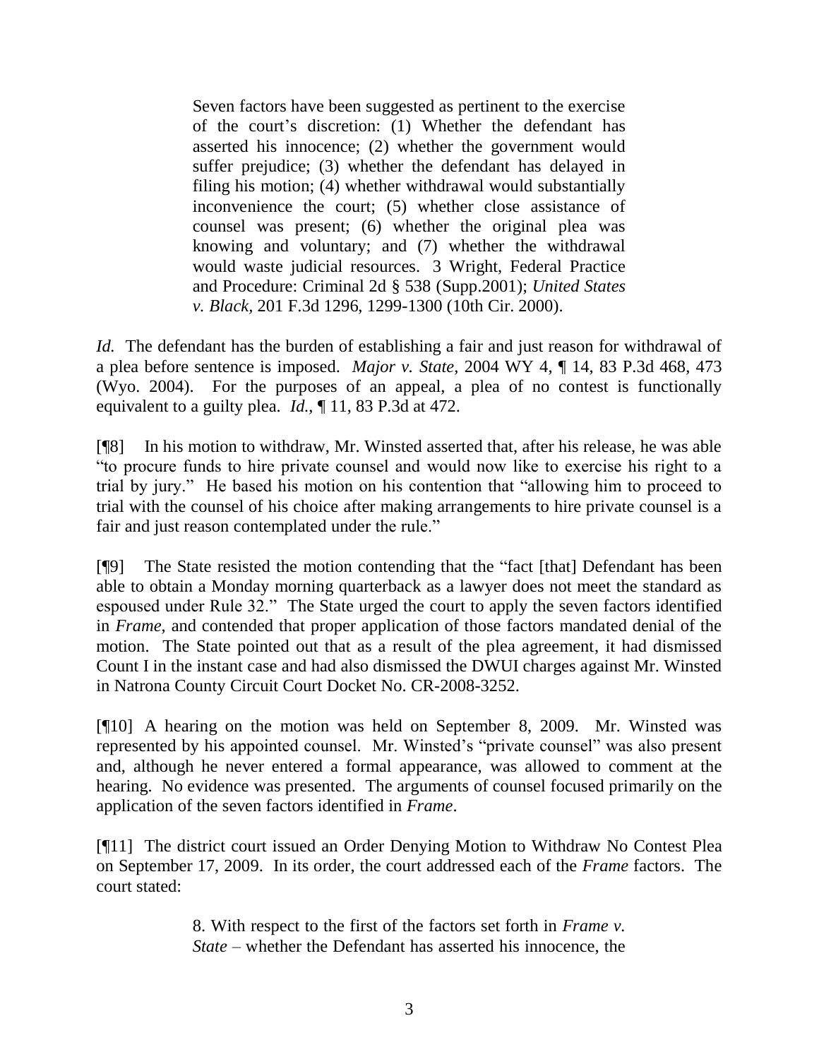> Seven factors have been suggested as pertinent to the exercise of the court's discretion: (1) Whether the defendant has asserted his innocence; (2) whether the government would suffer prejudice; (3) whether the defendant has delayed in filing his motion; (4) whether withdrawal would substantially inconvenience the court; (5) whether close assistance of counsel was present; (6) whether the original plea was knowing and voluntary; and (7) whether the withdrawal would waste judicial resources. 3 Wright, Federal Practice and Procedure: Criminal 2d § 538 (Supp.2001); *United States v. Black*, 201 F.3d 1296, 1299-1300 (10th Cir. 2000).

*Id.* The defendant has the burden of establishing a fair and just reason for withdrawal of a plea before sentence is imposed. *Major v. State*, 2004 WY 4, ¶ 14, 83 P.3d 468, 473 (Wyo. 2004). For the purposes of an appeal, a plea of no contest is functionally equivalent to a guilty plea. *Id.*, ¶ 11, 83 P.3d at 472.

[¶8] In his motion to withdraw, Mr. Winsted asserted that, after his release, he was able "to procure funds to hire private counsel and would now like to exercise his right to a trial by jury." He based his motion on his contention that "allowing him to proceed to trial with the counsel of his choice after making arrangements to hire private counsel is a fair and just reason contemplated under the rule."

[¶9] The State resisted the motion contending that the "fact [that] Defendant has been able to obtain a Monday morning quarterback as a lawyer does not meet the standard as espoused under Rule 32." The State urged the court to apply the seven factors identified in *Frame*, and contended that proper application of those factors mandated denial of the motion. The State pointed out that as a result of the plea agreement, it had dismissed Count I in the instant case and had also dismissed the DWUI charges against Mr. Winsted in Natrona County Circuit Court Docket No. CR-2008-3252.

[¶10] A hearing on the motion was held on September 8, 2009. Mr. Winsted was represented by his appointed counsel. Mr. Winsted's "private counsel" was also present and, although he never entered a formal appearance, was allowed to comment at the hearing. No evidence was presented. The arguments of counsel focused primarily on the application of the seven factors identified in *Frame*.

[¶11] The district court issued an Order Denying Motion to Withdraw No Contest Plea on September 17, 2009. In its order, the court addressed each of the *Frame* factors. The court stated:

> 8. With respect to the first of the factors set forth in *Frame v. State* – whether the Defendant has asserted his innocence, the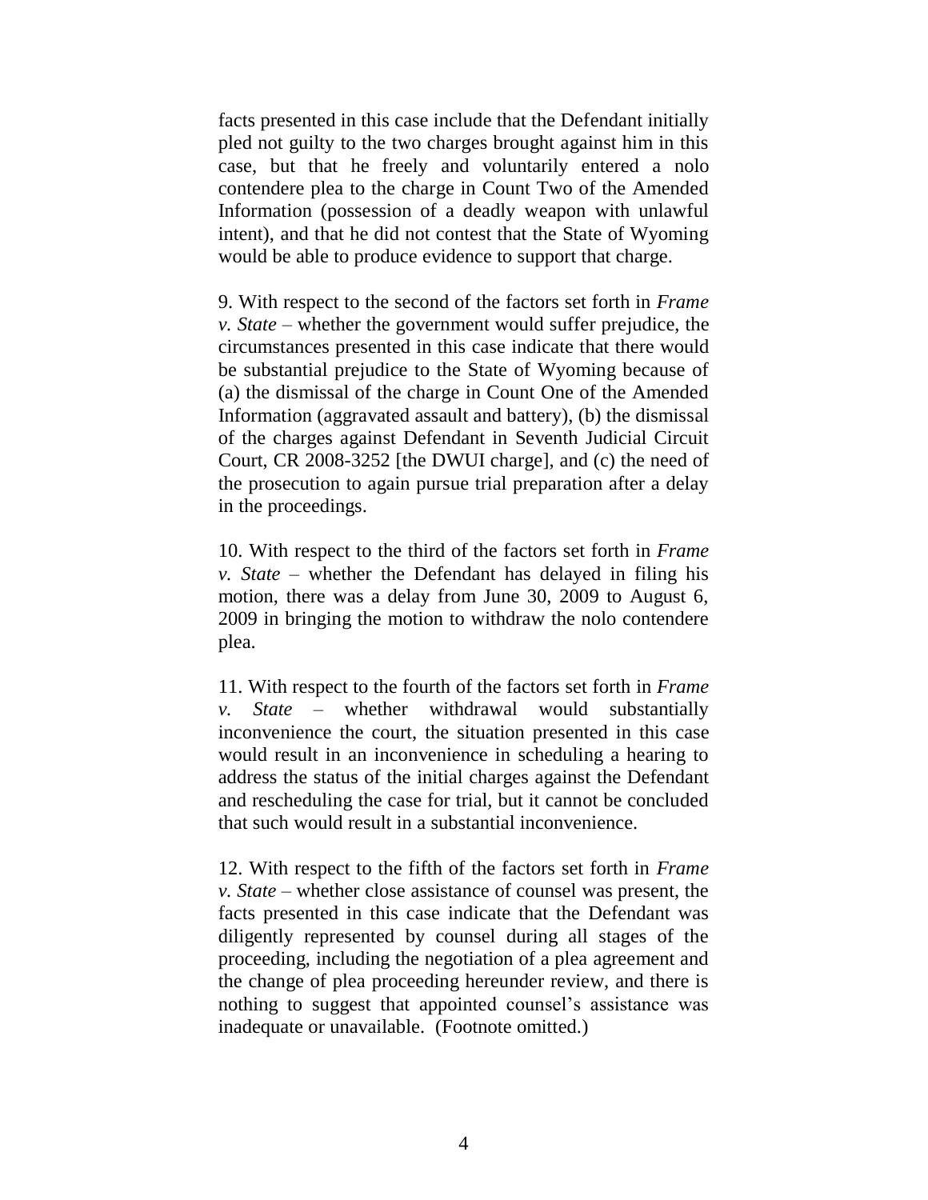facts presented in this case include that the Defendant initially pled not guilty to the two charges brought against him in this case, but that he freely and voluntarily entered a nolo contendere plea to the charge in Count Two of the Amended Information (possession of a deadly weapon with unlawful intent), and that he did not contest that the State of Wyoming would be able to produce evidence to support that charge.

9. With respect to the second of the factors set forth in *Frame v. State* – whether the government would suffer prejudice, the circumstances presented in this case indicate that there would be substantial prejudice to the State of Wyoming because of (a) the dismissal of the charge in Count One of the Amended Information (aggravated assault and battery), (b) the dismissal of the charges against Defendant in Seventh Judicial Circuit Court, CR 2008-3252 [the DWUI charge], and (c) the need of the prosecution to again pursue trial preparation after a delay in the proceedings.

10. With respect to the third of the factors set forth in *Frame v. State* – whether the Defendant has delayed in filing his motion, there was a delay from June 30, 2009 to August 6, 2009 in bringing the motion to withdraw the nolo contendere plea.

11. With respect to the fourth of the factors set forth in *Frame v. State* – whether withdrawal would substantially inconvenience the court, the situation presented in this case would result in an inconvenience in scheduling a hearing to address the status of the initial charges against the Defendant and rescheduling the case for trial, but it cannot be concluded that such would result in a substantial inconvenience.

12. With respect to the fifth of the factors set forth in *Frame v. State* – whether close assistance of counsel was present, the facts presented in this case indicate that the Defendant was diligently represented by counsel during all stages of the proceeding, including the negotiation of a plea agreement and the change of plea proceeding hereunder review, and there is nothing to suggest that appointed counsel's assistance was inadequate or unavailable. (Footnote omitted.)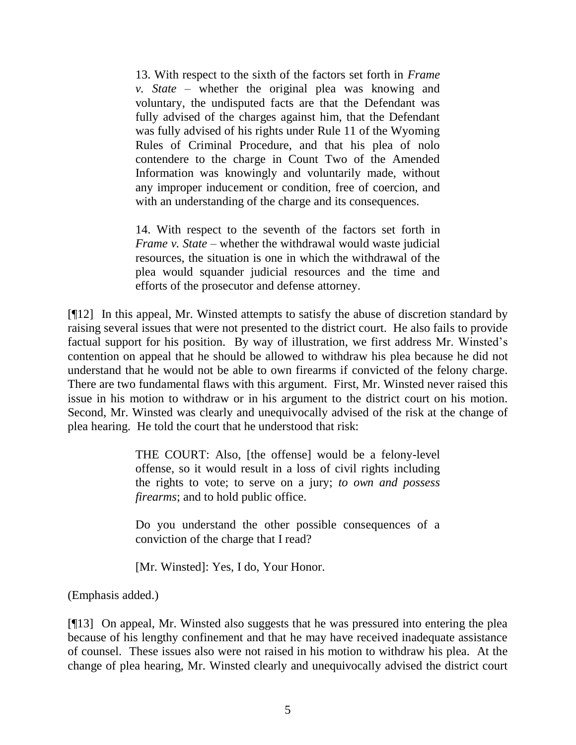> 13. With respect to the sixth of the factors set forth in *Frame v. State* – whether the original plea was knowing and voluntary, the undisputed facts are that the Defendant was fully advised of the charges against him, that the Defendant was fully advised of his rights under Rule 11 of the Wyoming Rules of Criminal Procedure, and that his plea of nolo contendere to the charge in Count Two of the Amended Information was knowingly and voluntarily made, without any improper inducement or condition, free of coercion, and with an understanding of the charge and its consequences.
>
> 14. With respect to the seventh of the factors set forth in *Frame v. State* – whether the withdrawal would waste judicial resources, the situation is one in which the withdrawal of the plea would squander judicial resources and the time and efforts of the prosecutor and defense attorney.

[¶12] In this appeal, Mr. Winsted attempts to satisfy the abuse of discretion standard by raising several issues that were not presented to the district court. He also fails to provide factual support for his position. By way of illustration, we first address Mr. Winsted's contention on appeal that he should be allowed to withdraw his plea because he did not understand that he would not be able to own firearms if convicted of the felony charge. There are two fundamental flaws with this argument. First, Mr. Winsted never raised this issue in his motion to withdraw or in his argument to the district court on his motion. Second, Mr. Winsted was clearly and unequivocally advised of the risk at the change of plea hearing. He told the court that he understood that risk:

> THE COURT: Also, [the offense] would be a felony-level offense, so it would result in a loss of civil rights including the rights to vote; to serve on a jury; *to own and possess firearms*; and to hold public office.
>
> Do you understand the other possible consequences of a conviction of the charge that I read?
>
> [Mr. Winsted]: Yes, I do, Your Honor.

(Emphasis added.)

[¶13] On appeal, Mr. Winsted also suggests that he was pressured into entering the plea because of his lengthy confinement and that he may have received inadequate assistance of counsel. These issues also were not raised in his motion to withdraw his plea. At the change of plea hearing, Mr. Winsted clearly and unequivocally advised the district court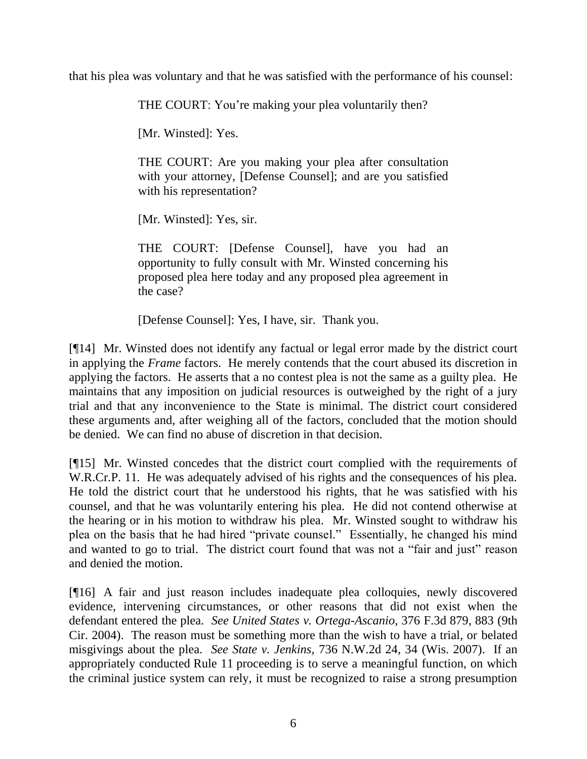that his plea was voluntary and that he was satisfied with the performance of his counsel:

> THE COURT: You're making your plea voluntarily then?
>
> [Mr. Winsted]: Yes.
>
> THE COURT: Are you making your plea after consultation with your attorney, [Defense Counsel]; and are you satisfied with his representation?
>
> [Mr. Winsted]: Yes, sir.
>
> THE COURT: [Defense Counsel], have you had an opportunity to fully consult with Mr. Winsted concerning his proposed plea here today and any proposed plea agreement in the case?
>
> [Defense Counsel]: Yes, I have, sir. Thank you.

[¶14] Mr. Winsted does not identify any factual or legal error made by the district court in applying the *Frame* factors. He merely contends that the court abused its discretion in applying the factors. He asserts that a no contest plea is not the same as a guilty plea. He maintains that any imposition on judicial resources is outweighed by the right of a jury trial and that any inconvenience to the State is minimal. The district court considered these arguments and, after weighing all of the factors, concluded that the motion should be denied. We can find no abuse of discretion in that decision.

[¶15] Mr. Winsted concedes that the district court complied with the requirements of W.R.Cr.P. 11. He was adequately advised of his rights and the consequences of his plea. He told the district court that he understood his rights, that he was satisfied with his counsel, and that he was voluntarily entering his plea. He did not contend otherwise at the hearing or in his motion to withdraw his plea. Mr. Winsted sought to withdraw his plea on the basis that he had hired "private counsel." Essentially, he changed his mind and wanted to go to trial. The district court found that was not a "fair and just" reason and denied the motion.

[¶16] A fair and just reason includes inadequate plea colloquies, newly discovered evidence, intervening circumstances, or other reasons that did not exist when the defendant entered the plea. *See United States v. Ortega-Ascanio*, 376 F.3d 879, 883 (9th Cir. 2004). The reason must be something more than the wish to have a trial, or belated misgivings about the plea. *See State v. Jenkins*, 736 N.W.2d 24, 34 (Wis. 2007). If an appropriately conducted Rule 11 proceeding is to serve a meaningful function, on which the criminal justice system can rely, it must be recognized to raise a strong presumption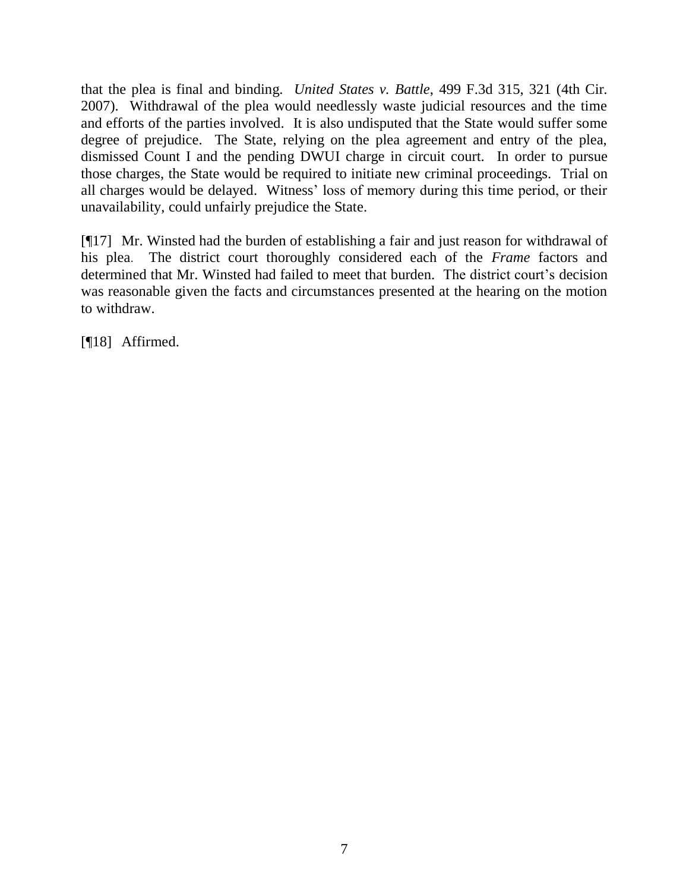that the plea is final and binding. *United States v. Battle*, 499 F.3d 315, 321 (4th Cir. 2007). Withdrawal of the plea would needlessly waste judicial resources and the time and efforts of the parties involved. It is also undisputed that the State would suffer some degree of prejudice. The State, relying on the plea agreement and entry of the plea, dismissed Count I and the pending DWUI charge in circuit court. In order to pursue those charges, the State would be required to initiate new criminal proceedings. Trial on all charges would be delayed. Witness' loss of memory during this time period, or their unavailability, could unfairly prejudice the State.

[¶17] Mr. Winsted had the burden of establishing a fair and just reason for withdrawal of his plea. The district court thoroughly considered each of the *Frame* factors and determined that Mr. Winsted had failed to meet that burden. The district court's decision was reasonable given the facts and circumstances presented at the hearing on the motion to withdraw.

[¶18] Affirmed.